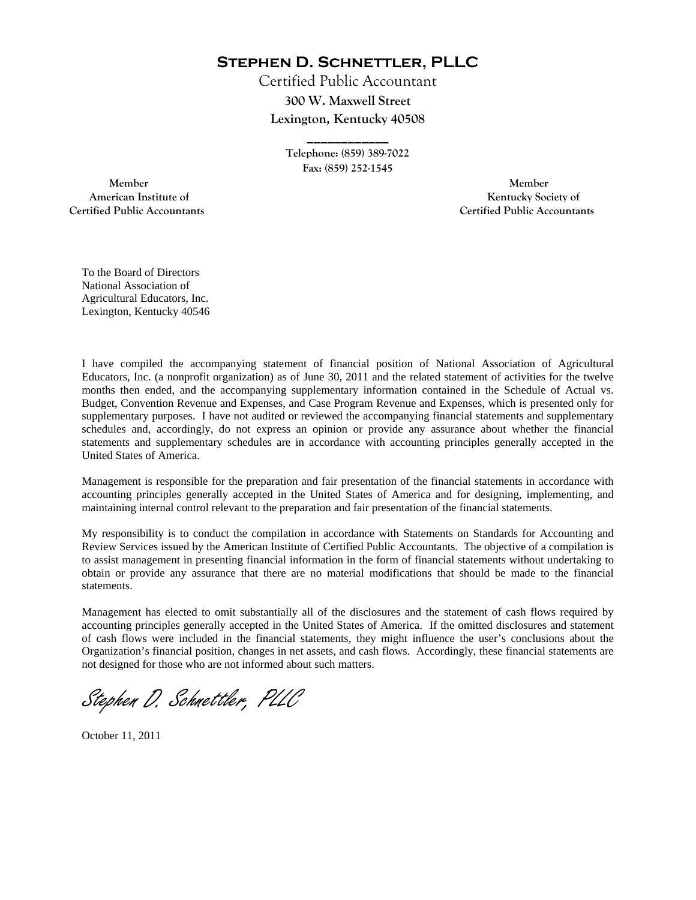# Stephen D. Schnettler, PLLC

Certified Public Accountant
300 W. Maxwell Street
Lexington, Kentucky 40508

Telephone: (859) 389-7022
Fax: (859) 252-1545

Member
American Institute of
Certified Public Accountants

Member
Kentucky Society of
Certified Public Accountants

To the Board of Directors
National Association of
Agricultural Educators, Inc.
Lexington, Kentucky 40546

I have compiled the accompanying statement of financial position of National Association of Agricultural Educators, Inc. (a nonprofit organization) as of June 30, 2011 and the related statement of activities for the twelve months then ended, and the accompanying supplementary information contained in the Schedule of Actual vs. Budget, Convention Revenue and Expenses, and Case Program Revenue and Expenses, which is presented only for supplementary purposes. I have not audited or reviewed the accompanying financial statements and supplementary schedules and, accordingly, do not express an opinion or provide any assurance about whether the financial statements and supplementary schedules are in accordance with accounting principles generally accepted in the United States of America.

Management is responsible for the preparation and fair presentation of the financial statements in accordance with accounting principles generally accepted in the United States of America and for designing, implementing, and maintaining internal control relevant to the preparation and fair presentation of the financial statements.

My responsibility is to conduct the compilation in accordance with Statements on Standards for Accounting and Review Services issued by the American Institute of Certified Public Accountants. The objective of a compilation is to assist management in presenting financial information in the form of financial statements without undertaking to obtain or provide any assurance that there are no material modifications that should be made to the financial statements.

Management has elected to omit substantially all of the disclosures and the statement of cash flows required by accounting principles generally accepted in the United States of America. If the omitted disclosures and statement of cash flows were included in the financial statements, they might influence the user's conclusions about the Organization's financial position, changes in net assets, and cash flows. Accordingly, these financial statements are not designed for those who are not informed about such matters.

*Stephen D. Schnettler, PLLC*

October 11, 2011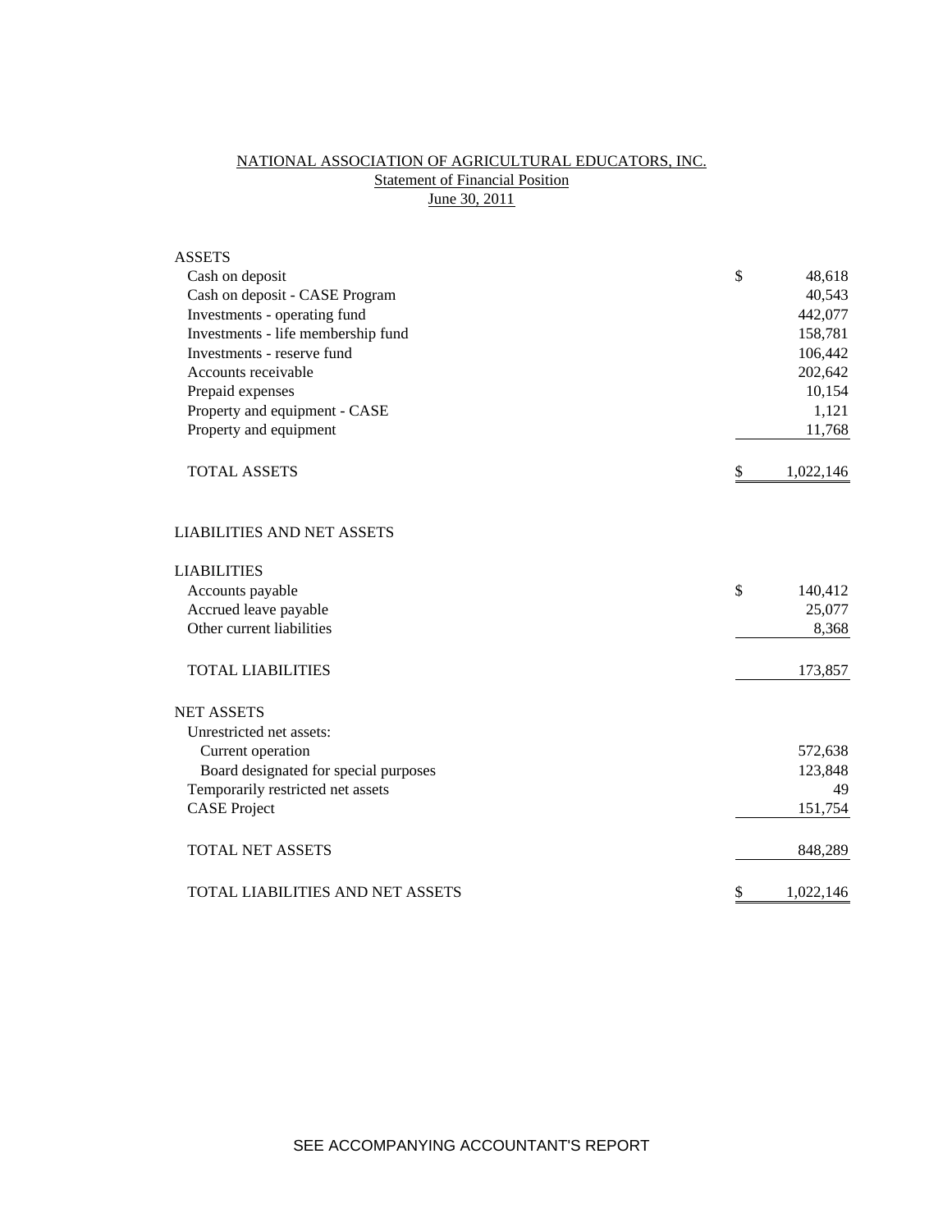# NATIONAL ASSOCIATION OF AGRICULTURAL EDUCATORS, INC.

## Statement of Financial Position

### June 30, 2011

| | |
|---|---|
| **ASSETS** | |
| Cash on deposit | $ 48,618 |
| Cash on deposit - CASE Program | 40,543 |
| Investments - operating fund | 442,077 |
| Investments - life membership fund | 158,781 |
| Investments - reserve fund | 106,442 |
| Accounts receivable | 202,642 |
| Prepaid expenses | 10,154 |
| Property and equipment - CASE | 1,121 |
| Property and equipment | 11,768 |
| TOTAL ASSETS | $ 1,022,146 |
| | |
| **LIABILITIES AND NET ASSETS** | |
| | |
| **LIABILITIES** | |
| Accounts payable | $ 140,412 |
| Accrued leave payable | 25,077 |
| Other current liabilities | 8,368 |
| TOTAL LIABILITIES | 173,857 |
| | |
| **NET ASSETS** | |
| Unrestricted net assets: | |
| Current operation | 572,638 |
| Board designated for special purposes | 123,848 |
| Temporarily restricted net assets | 49 |
| CASE Project | 151,754 |
| TOTAL NET ASSETS | 848,289 |
| | |
| TOTAL LIABILITIES AND NET ASSETS | $ 1,022,146 |

SEE ACCOMPANYING ACCOUNTANT'S REPORT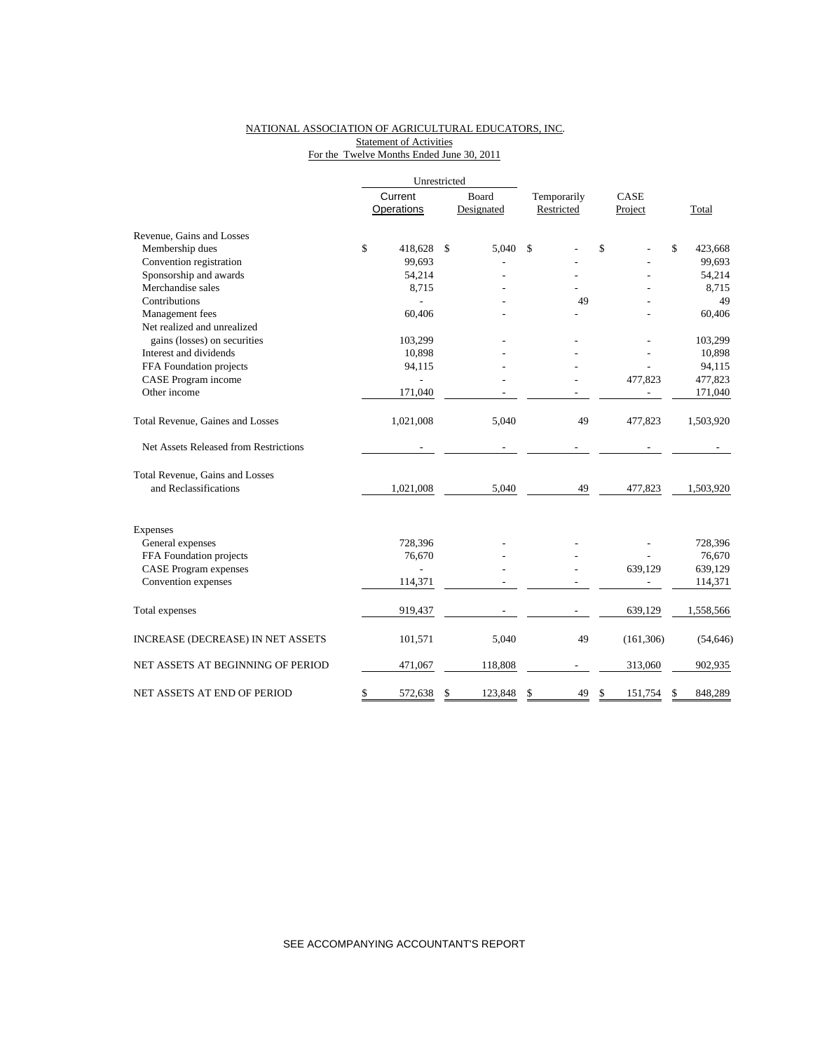NATIONAL ASSOCIATION OF AGRICULTURAL EDUCATORS, INC.

Statement of Activities

For the Twelve Months Ended June 30, 2011

| | Unrestricted | | | | |
|---|---|---|---|---|---|
| | Current Operations | Board Designated | Temporarily Restricted | CASE Project | Total |
| **Revenue, Gains and Losses** | | | | | |
| Membership dues | $ 418,628 | $ 5,040 | $ - | $ - | $ 423,668 |
| Convention registration | 99,693 | - | - | - | 99,693 |
| Sponsorship and awards | 54,214 | - | - | - | 54,214 |
| Merchandise sales | 8,715 | - | - | - | 8,715 |
| Contributions | - | - | 49 | - | 49 |
| Management fees | 60,406 | - | - | - | 60,406 |
| Net realized and unrealized gains (losses) on securities | 103,299 | - | - | - | 103,299 |
| Interest and dividends | 10,898 | - | - | - | 10,898 |
| FFA Foundation projects | 94,115 | - | - | - | 94,115 |
| CASE Program income | - | - | - | 477,823 | 477,823 |
| Other income | 171,040 | - | - | - | 171,040 |
| Total Revenue, Gaines and Losses | 1,021,008 | 5,040 | 49 | 477,823 | 1,503,920 |
| Net Assets Released from Restrictions | - | - | - | - | - |
| Total Revenue, Gains and Losses and Reclassifications | 1,021,008 | 5,040 | 49 | 477,823 | 1,503,920 |
| **Expenses** | | | | | |
| General expenses | 728,396 | - | - | - | 728,396 |
| FFA Foundation projects | 76,670 | - | - | - | 76,670 |
| CASE Program expenses | - | - | - | 639,129 | 639,129 |
| Convention expenses | 114,371 | - | - | - | 114,371 |
| Total expenses | 919,437 | - | - | 639,129 | 1,558,566 |
| INCREASE (DECREASE) IN NET ASSETS | 101,571 | 5,040 | 49 | (161,306) | (54,646) |
| NET ASSETS AT BEGINNING OF PERIOD | 471,067 | 118,808 | - | 313,060 | 902,935 |
| NET ASSETS AT END OF PERIOD | $ 572,638 | $ 123,848 | $ 49 | $ 151,754 | $ 848,289 |

SEE ACCOMPANYING ACCOUNTANT'S REPORT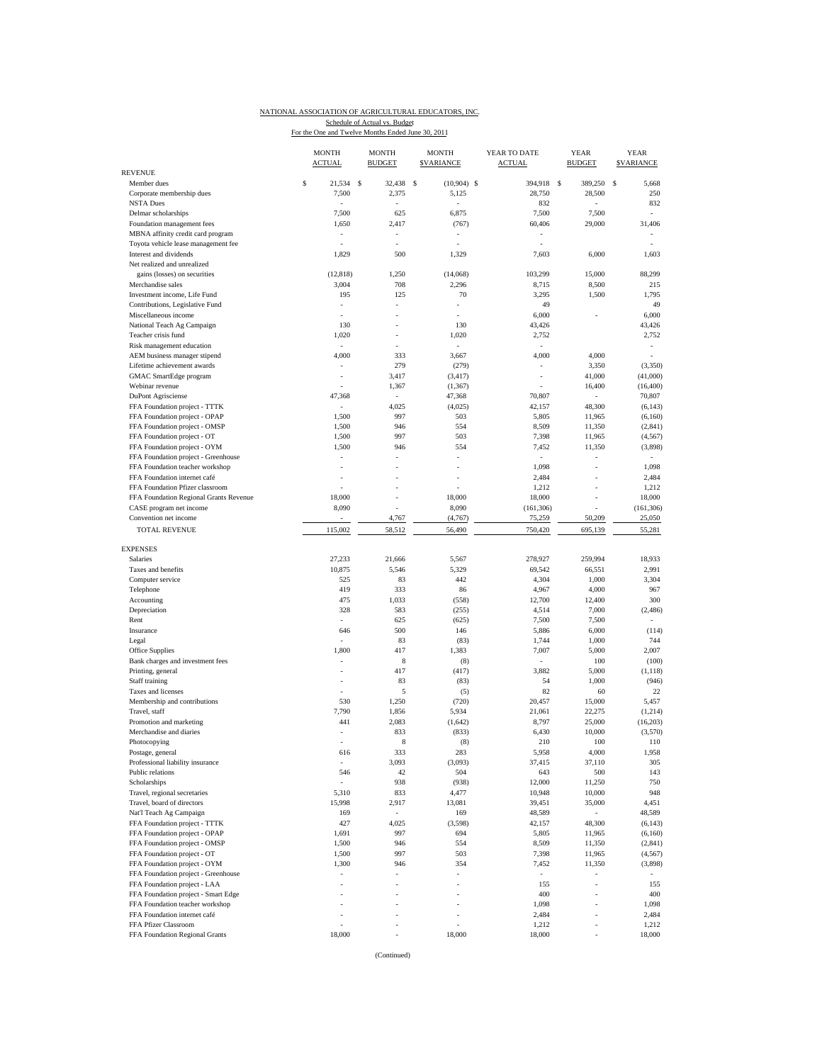NATIONAL ASSOCIATION OF AGRICULTURAL EDUCATORS, INC.
Schedule of Actual vs. Budget
For the One and Twelve Months Ended June 30, 2011

| | MONTH ACTUAL | MONTH BUDGET | MONTH $VARIANCE | YEAR TO DATE ACTUAL | YEAR BUDGET | YEAR $VARIANCE |
|---|---|---|---|---|---|---|
| REVENUE | | | | | | |
| Member dues | $ 21,534 | $ 32,438 | $ (10,904) | $ 394,918 | $ 389,250 | $ 5,668 |
| Corporate membership dues | 7,500 | 2,375 | 5,125 | 28,750 | 28,500 | 250 |
| NSTA Dues | - | - | - | 832 | - | 832 |
| Delmar scholarships | 7,500 | 625 | 6,875 | 7,500 | 7,500 | - |
| Foundation management fees | 1,650 | 2,417 | (767) | 60,406 | 29,000 | 31,406 |
| MBNA affinity credit card program | - | - | - | - | | - |
| Toyota vehicle lease management fee | - | - | - | - | | - |
| Interest and dividends | 1,829 | 500 | 1,329 | 7,603 | 6,000 | 1,603 |
| Net realized and unrealized | | | | | | |
| gains (losses) on securities | (12,818) | 1,250 | (14,068) | 103,299 | 15,000 | 88,299 |
| Merchandise sales | 3,004 | 708 | 2,296 | 8,715 | 8,500 | 215 |
| Investment income, Life Fund | 195 | 125 | 70 | 3,295 | 1,500 | 1,795 |
| Contributions, Legislative Fund | - | - | - | 49 | | 49 |
| Miscellaneous income | - | - | - | 6,000 | - | 6,000 |
| National Teach Ag Campaign | 130 | - | 130 | 43,426 | | 43,426 |
| Teacher crisis fund | 1,020 | - | 1,020 | 2,752 | | 2,752 |
| Risk management education | - | - | - | - | | - |
| AEM business manager stipend | 4,000 | 333 | 3,667 | 4,000 | 4,000 | - |
| Lifetime achievement awards | - | 279 | (279) | - | 3,350 | (3,350) |
| GMAC SmartEdge program | - | 3,417 | (3,417) | - | 41,000 | (41,000) |
| Webinar revenue | - | 1,367 | (1,367) | - | 16,400 | (16,400) |
| DuPont Agrisciense | 47,368 | - | 47,368 | 70,807 | - | 70,807 |
| FFA Foundation project - TTTK | - | 4,025 | (4,025) | 42,157 | 48,300 | (6,143) |
| FFA Foundation project - OPAP | 1,500 | 997 | 503 | 5,805 | 11,965 | (6,160) |
| FFA Foundation project - OMSP | 1,500 | 946 | 554 | 8,509 | 11,350 | (2,841) |
| FFA Foundation project - OT | 1,500 | 997 | 503 | 7,398 | 11,965 | (4,567) |
| FFA Foundation project - OYM | 1,500 | 946 | 554 | 7,452 | 11,350 | (3,898) |
| FFA Foundation project - Greenhouse | - | - | - | - | - | - |
| FFA Foundation teacher workshop | - | - | - | 1,098 | - | 1,098 |
| FFA Foundation internet café | - | - | - | 2,484 | - | 2,484 |
| FFA Foundation Pfizer classroom | - | - | - | 1,212 | - | 1,212 |
| FFA Foundation Regional Grants Revenue | 18,000 | - | 18,000 | 18,000 | - | 18,000 |
| CASE program net income | 8,090 | - | 8,090 | (161,306) | - | (161,306) |
| Convention net income | - | 4,767 | (4,767) | 75,259 | 50,209 | 25,050 |
| TOTAL REVENUE | 115,002 | 58,512 | 56,490 | 750,420 | 695,139 | 55,281 |
| EXPENSES | | | | | | |
| Salaries | 27,233 | 21,666 | 5,567 | 278,927 | 259,994 | 18,933 |
| Taxes and benefits | 10,875 | 5,546 | 5,329 | 69,542 | 66,551 | 2,991 |
| Computer service | 525 | 83 | 442 | 4,304 | 1,000 | 3,304 |
| Telephone | 419 | 333 | 86 | 4,967 | 4,000 | 967 |
| Accounting | 475 | 1,033 | (558) | 12,700 | 12,400 | 300 |
| Depreciation | 328 | 583 | (255) | 4,514 | 7,000 | (2,486) |
| Rent | - | 625 | (625) | 7,500 | 7,500 | - |
| Insurance | 646 | 500 | 146 | 5,886 | 6,000 | (114) |
| Legal | - | 83 | (83) | 1,744 | 1,000 | 744 |
| Office Supplies | 1,800 | 417 | 1,383 | 7,007 | 5,000 | 2,007 |
| Bank charges and investment fees | - | 8 | (8) | - | 100 | (100) |
| Printing, general | - | 417 | (417) | 3,882 | 5,000 | (1,118) |
| Staff training | - | 83 | (83) | 54 | 1,000 | (946) |
| Taxes and licenses | - | 5 | (5) | 82 | 60 | 22 |
| Membership and contributions | 530 | 1,250 | (720) | 20,457 | 15,000 | 5,457 |
| Travel, staff | 7,790 | 1,856 | 5,934 | 21,061 | 22,275 | (1,214) |
| Promotion and marketing | 441 | 2,083 | (1,642) | 8,797 | 25,000 | (16,203) |
| Merchandise and diaries | - | 833 | (833) | 6,430 | 10,000 | (3,570) |
| Photocopying | - | 8 | (8) | 210 | 100 | 110 |
| Postage, general | 616 | 333 | 283 | 5,958 | 4,000 | 1,958 |
| Professional liability insurance | - | 3,093 | (3,093) | 37,415 | 37,110 | 305 |
| Public relations | 546 | 42 | 504 | 643 | 500 | 143 |
| Scholarships | - | 938 | (938) | 12,000 | 11,250 | 750 |
| Travel, regional secretaries | 5,310 | 833 | 4,477 | 10,948 | 10,000 | 948 |
| Travel, board of directors | 15,998 | 2,917 | 13,081 | 39,451 | 35,000 | 4,451 |
| Nat'l Teach Ag Campaign | 169 | - | 169 | 48,589 | - | 48,589 |
| FFA Foundation project - TTTK | 427 | 4,025 | (3,598) | 42,157 | 48,300 | (6,143) |
| FFA Foundation project - OPAP | 1,691 | 997 | 694 | 5,805 | 11,965 | (6,160) |
| FFA Foundation project - OMSP | 1,500 | 946 | 554 | 8,509 | 11,350 | (2,841) |
| FFA Foundation project - OT | 1,500 | 997 | 503 | 7,398 | 11,965 | (4,567) |
| FFA Foundation project - OYM | 1,300 | 946 | 354 | 7,452 | 11,350 | (3,898) |
| FFA Foundation project - Greenhouse | - | - | - | - | - | - |
| FFA Foundation project - LAA | - | - | - | 155 | - | 155 |
| FFA Foundation project - Smart Edge | - | - | - | 400 | - | 400 |
| FFA Foundation teacher workshop | - | - | - | 1,098 | - | 1,098 |
| FFA Foundation internet café | - | - | - | 2,484 | - | 2,484 |
| FFA Pfizer Classroom | - | - | - | 1,212 | - | 1,212 |
| FFA Foundation Regional Grants | 18,000 | - | 18,000 | 18,000 | - | 18,000 |

(Continued)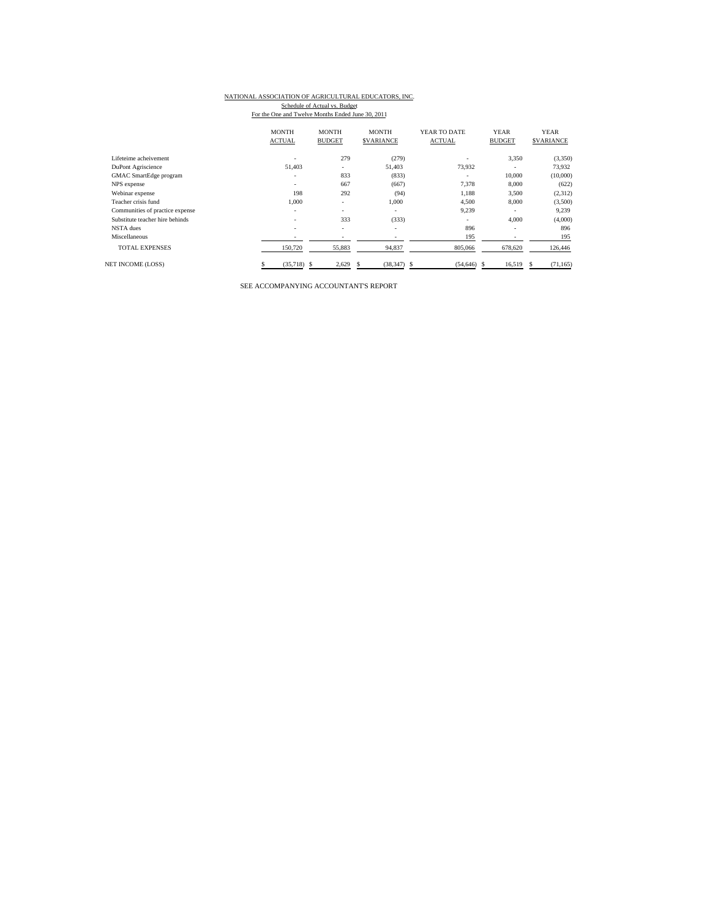NATIONAL ASSOCIATION OF AGRICULTURAL EDUCATORS, INC.

Schedule of Actual vs. Budget

For the One and Twelve Months Ended June 30, 2011

| | MONTH ACTUAL | MONTH BUDGET | MONTH $VARIANCE | YEAR TO DATE ACTUAL | YEAR BUDGET | YEAR $VARIANCE |
|---|---|---|---|---|---|---|
| Lifeteime acheivement | - | 279 | (279) | - | 3,350 | (3,350) |
| DuPont Agriscience | 51,403 | - | 51,403 | 73,932 | - | 73,932 |
| GMAC SmartEdge program | - | 833 | (833) | - | 10,000 | (10,000) |
| NPS expense | - | 667 | (667) | 7,378 | 8,000 | (622) |
| Webinar expense | 198 | 292 | (94) | 1,188 | 3,500 | (2,312) |
| Teacher crisis fund | 1,000 | - | 1,000 | 4,500 | 8,000 | (3,500) |
| Communities of practice expense | - | - | - | 9,239 | - | 9,239 |
| Substitute teacher hire behinds | - | 333 | (333) | - | 4,000 | (4,000) |
| NSTA dues | - | - | - | 896 | - | 896 |
| Miscellaneous | - | - | - | 195 | - | 195 |
| TOTAL EXPENSES | 150,720 | 55,883 | 94,837 | 805,066 | 678,620 | 126,446 |
| NET INCOME (LOSS) | $ (35,718) | $ 2,629 | $ (38,347) | $ (54,646) | $ 16,519 | $ (71,165) |

SEE ACCOMPANYING ACCOUNTANT'S REPORT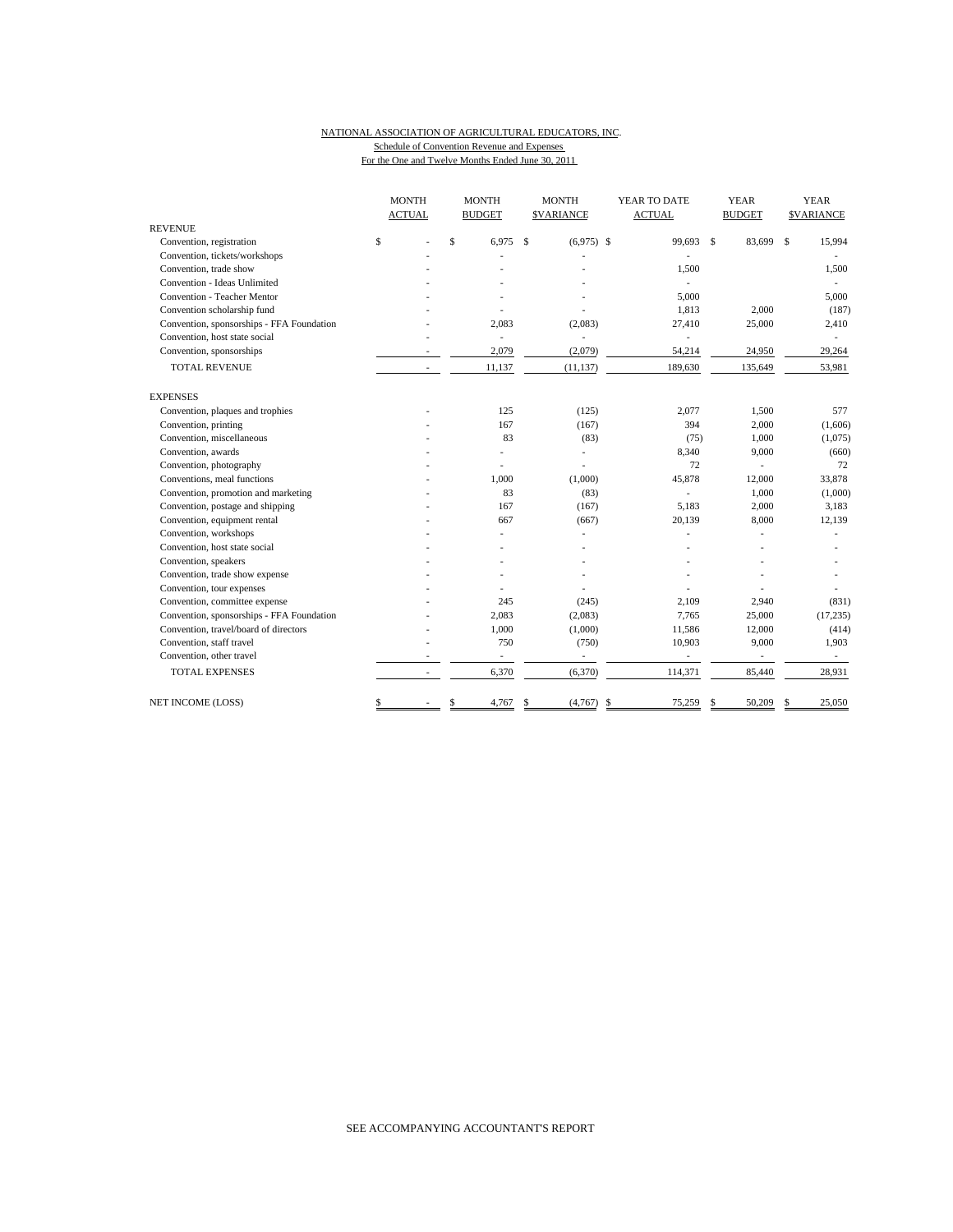NATIONAL ASSOCIATION OF AGRICULTURAL EDUCATORS, INC.

Schedule of Convention Revenue and Expenses

For the One and Twelve Months Ended June 30, 2011

| | MONTH ACTUAL | MONTH BUDGET | MONTH $VARIANCE | YEAR TO DATE ACTUAL | YEAR BUDGET | YEAR $VARIANCE |
|---|---|---|---|---|---|---|
| REVENUE | | | | | | |
| Convention, registration | $ - | $ 6,975 | $ (6,975) | $ 99,693 | $ 83,699 | $ 15,994 |
| Convention, tickets/workshops | - | - | - | - | | - |
| Convention, trade show | - | - | - | 1,500 | | 1,500 |
| Convention - Ideas Unlimited | - | - | - | - | | - |
| Convention - Teacher Mentor | - | - | - | 5,000 | | 5,000 |
| Convention scholarship fund | - | - | - | 1,813 | 2,000 | (187) |
| Convention, sponsorships - FFA Foundation | - | 2,083 | (2,083) | 27,410 | 25,000 | 2,410 |
| Convention, host state social | - | - | - | - | | - |
| Convention, sponsorships | - | 2,079 | (2,079) | 54,214 | 24,950 | 29,264 |
| TOTAL REVENUE | - | 11,137 | (11,137) | 189,630 | 135,649 | 53,981 |
| EXPENSES | | | | | | |
| Convention, plaques and trophies | - | 125 | (125) | 2,077 | 1,500 | 577 |
| Convention, printing | - | 167 | (167) | 394 | 2,000 | (1,606) |
| Convention, miscellaneous | - | 83 | (83) | (75) | 1,000 | (1,075) |
| Convention, awards | - | - | - | 8,340 | 9,000 | (660) |
| Convention, photography | - | - | - | 72 | - | 72 |
| Conventions, meal functions | - | 1,000 | (1,000) | 45,878 | 12,000 | 33,878 |
| Convention, promotion and marketing | - | 83 | (83) | - | 1,000 | (1,000) |
| Convention, postage and shipping | - | 167 | (167) | 5,183 | 2,000 | 3,183 |
| Convention, equipment rental | - | 667 | (667) | 20,139 | 8,000 | 12,139 |
| Convention, workshops | - | - | - | - | - | - |
| Convention, host state social | - | - | - | - | - | - |
| Convention, speakers | - | - | - | - | - | - |
| Convention, trade show expense | - | - | - | - | - | - |
| Convention, tour expenses | - | - | - | - | - | - |
| Convention, committee expense | - | 245 | (245) | 2,109 | 2,940 | (831) |
| Convention, sponsorships - FFA Foundation | - | 2,083 | (2,083) | 7,765 | 25,000 | (17,235) |
| Convention, travel/board of directors | - | 1,000 | (1,000) | 11,586 | 12,000 | (414) |
| Convention, staff travel | - | 750 | (750) | 10,903 | 9,000 | 1,903 |
| Convention, other travel | - | - | - | - | - | - |
| TOTAL EXPENSES | - | 6,370 | (6,370) | 114,371 | 85,440 | 28,931 |
| NET INCOME (LOSS) | $ - | $ 4,767 | $ (4,767) | $ 75,259 | $ 50,209 | $ 25,050 |

SEE ACCOMPANYING ACCOUNTANT'S REPORT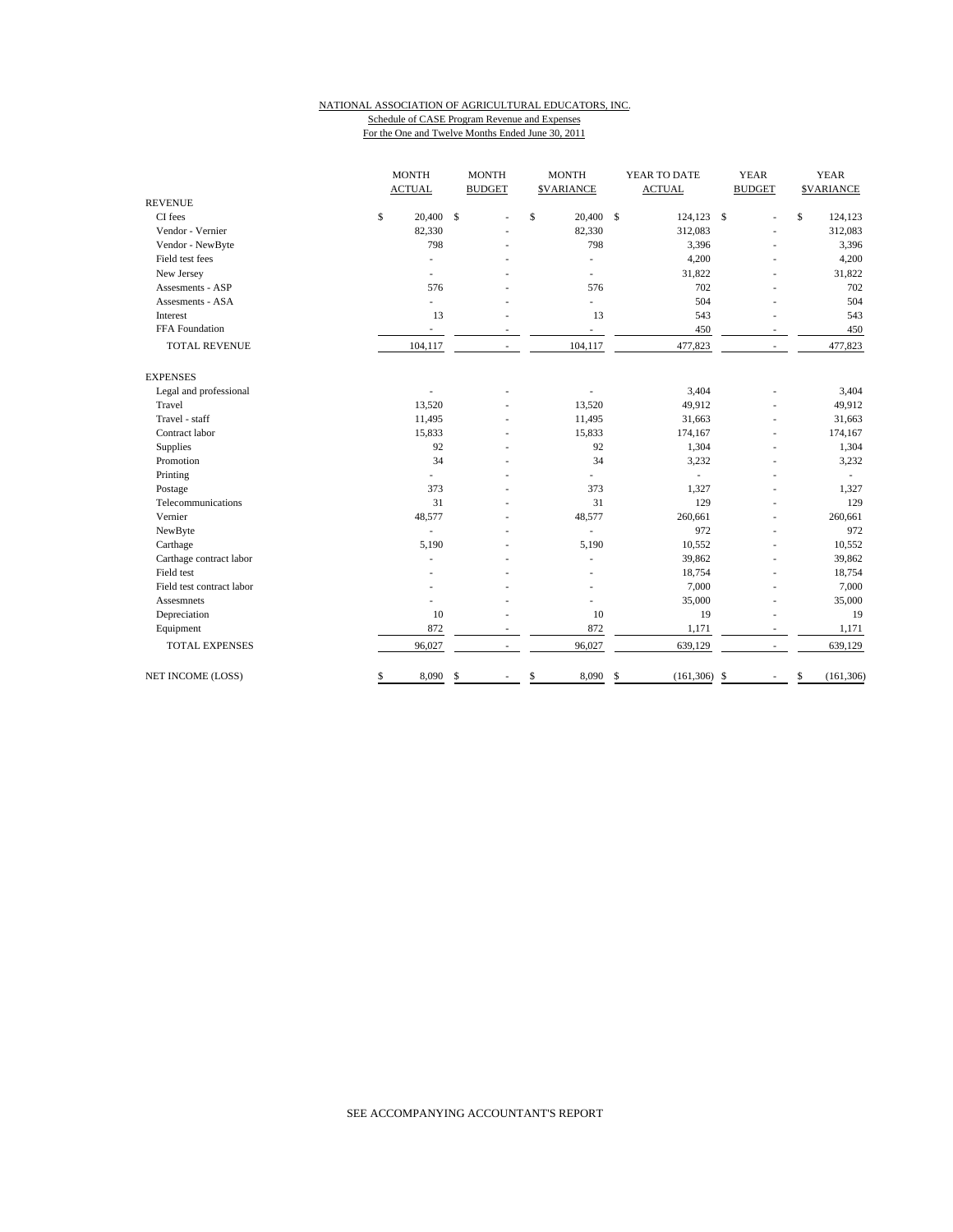NATIONAL ASSOCIATION OF AGRICULTURAL EDUCATORS, INC.
Schedule of CASE Program Revenue and Expenses
For the One and Twelve Months Ended June 30, 2011

| | MONTH ACTUAL | MONTH BUDGET | MONTH $VARIANCE | YEAR TO DATE ACTUAL | YEAR BUDGET | YEAR $VARIANCE |
|---|---|---|---|---|---|---|
| REVENUE | | | | | | |
| CI fees | $ 20,400 | $ - | $ 20,400 | $ 124,123 | $ - | $ 124,123 |
| Vendor - Vernier | 82,330 | - | 82,330 | 312,083 | - | 312,083 |
| Vendor - NewByte | 798 | - | 798 | 3,396 | - | 3,396 |
| Field test fees | - | - | - | 4,200 | - | 4,200 |
| New Jersey | - | - | - | 31,822 | - | 31,822 |
| Assesments - ASP | 576 | - | 576 | 702 | - | 702 |
| Assesments - ASA | - | - | - | 504 | - | 504 |
| Interest | 13 | - | 13 | 543 | - | 543 |
| FFA Foundation | - | - | - | 450 | - | 450 |
| TOTAL REVENUE | 104,117 | - | 104,117 | 477,823 | - | 477,823 |
| EXPENSES | | | | | | |
| Legal and professional | - | - | - | 3,404 | - | 3,404 |
| Travel | 13,520 | - | 13,520 | 49,912 | - | 49,912 |
| Travel - staff | 11,495 | - | 11,495 | 31,663 | - | 31,663 |
| Contract labor | 15,833 | - | 15,833 | 174,167 | - | 174,167 |
| Supplies | 92 | - | 92 | 1,304 | - | 1,304 |
| Promotion | 34 | - | 34 | 3,232 | - | 3,232 |
| Printing | - | - | - | - | - | - |
| Postage | 373 | - | 373 | 1,327 | - | 1,327 |
| Telecommunications | 31 | - | 31 | 129 | - | 129 |
| Vernier | 48,577 | - | 48,577 | 260,661 | - | 260,661 |
| NewByte | - | - | - | 972 | - | 972 |
| Carthage | 5,190 | - | 5,190 | 10,552 | - | 10,552 |
| Carthage contract labor | - | - | - | 39,862 | - | 39,862 |
| Field test | - | - | - | 18,754 | - | 18,754 |
| Field test contract labor | - | - | - | 7,000 | - | 7,000 |
| Assesmnets | - | - | - | 35,000 | - | 35,000 |
| Depreciation | 10 | - | 10 | 19 | - | 19 |
| Equipment | 872 | - | 872 | 1,171 | - | 1,171 |
| TOTAL EXPENSES | 96,027 | - | 96,027 | 639,129 | - | 639,129 |
| NET INCOME (LOSS) | $ 8,090 | $ - | $ 8,090 | $ (161,306) | $ - | $ (161,306) |

SEE ACCOMPANYING ACCOUNTANT'S REPORT